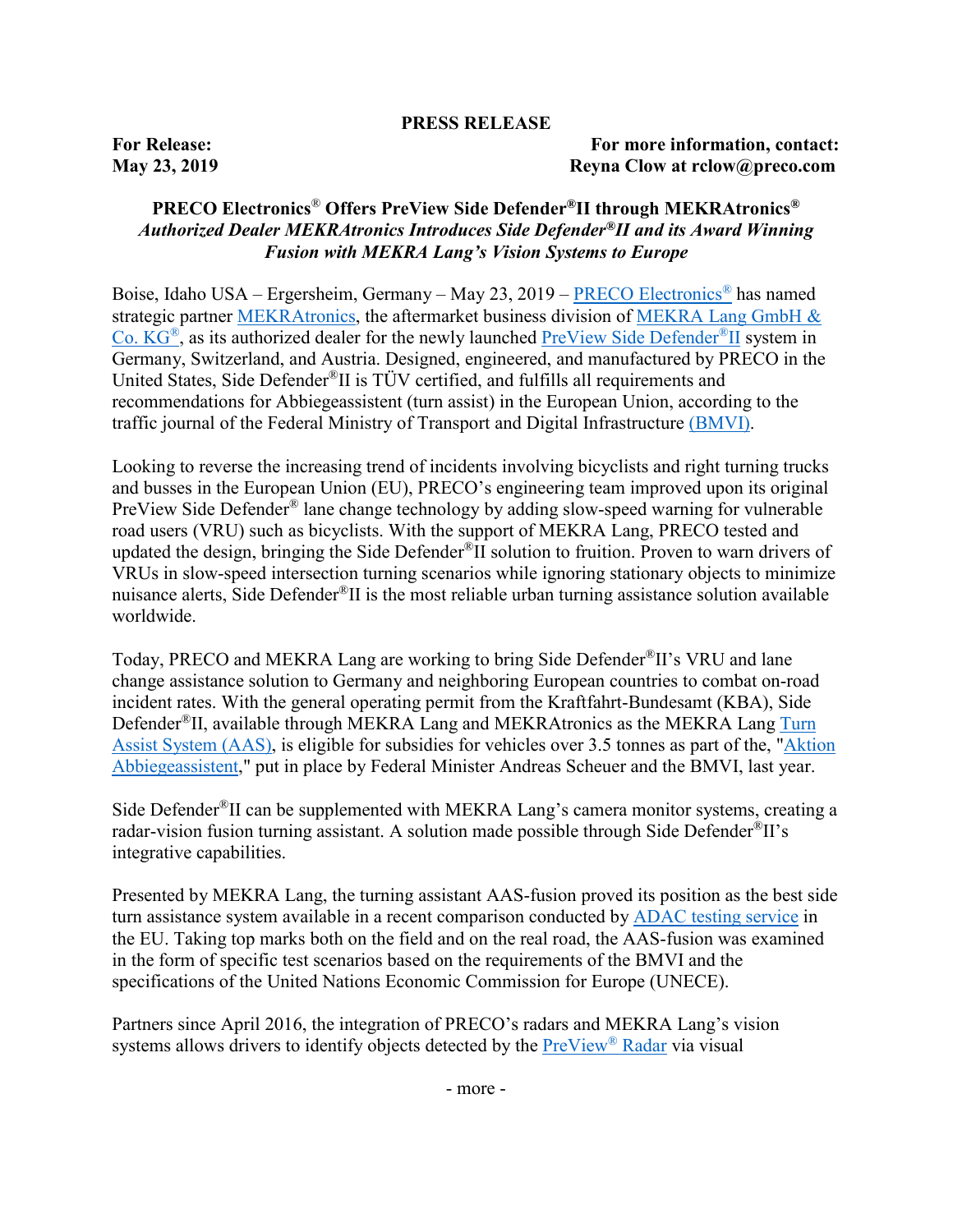**PRESS RELEASE**

**For Release:**
**May 23, 2019**

**For more information, contact:**
**Reyna Clow at rclow@preco.com**

# PRECO Electronics® Offers PreView Side Defender®II through MEKRAtronics®

***Authorized Dealer MEKRAtronics Introduces Side Defender®II and its Award Winning Fusion with MEKRA Lang's Vision Systems to Europe***

Boise, Idaho USA – Ergersheim, Germany – May 23, 2019 – PRECO Electronics® has named strategic partner MEKRAtronics, the aftermarket business division of MEKRA Lang GmbH & Co. KG®, as its authorized dealer for the newly launched PreView Side Defender®II system in Germany, Switzerland, and Austria. Designed, engineered, and manufactured by PRECO in the United States, Side Defender®II is TÜV certified, and fulfills all requirements and recommendations for Abbiegeassistent (turn assist) in the European Union, according to the traffic journal of the Federal Ministry of Transport and Digital Infrastructure (BMVI).

Looking to reverse the increasing trend of incidents involving bicyclists and right turning trucks and busses in the European Union (EU), PRECO's engineering team improved upon its original PreView Side Defender® lane change technology by adding slow-speed warning for vulnerable road users (VRU) such as bicyclists. With the support of MEKRA Lang, PRECO tested and updated the design, bringing the Side Defender®II solution to fruition. Proven to warn drivers of VRUs in slow-speed intersection turning scenarios while ignoring stationary objects to minimize nuisance alerts, Side Defender®II is the most reliable urban turning assistance solution available worldwide.

Today, PRECO and MEKRA Lang are working to bring Side Defender®II's VRU and lane change assistance solution to Germany and neighboring European countries to combat on-road incident rates. With the general operating permit from the Kraftfahrt-Bundesamt (KBA), Side Defender®II, available through MEKRA Lang and MEKRAtronics as the MEKRA Lang Turn Assist System (AAS), is eligible for subsidies for vehicles over 3.5 tonnes as part of the, "Aktion Abbiegeassistent," put in place by Federal Minister Andreas Scheuer and the BMVI, last year.

Side Defender®II can be supplemented with MEKRA Lang's camera monitor systems, creating a radar-vision fusion turning assistant. A solution made possible through Side Defender®II's integrative capabilities.

Presented by MEKRA Lang, the turning assistant AAS-fusion proved its position as the best side turn assistance system available in a recent comparison conducted by ADAC testing service in the EU. Taking top marks both on the field and on the real road, the AAS-fusion was examined in the form of specific test scenarios based on the requirements of the BMVI and the specifications of the United Nations Economic Commission for Europe (UNECE).

Partners since April 2016, the integration of PRECO's radars and MEKRA Lang's vision systems allows drivers to identify objects detected by the PreView® Radar via visual

- more -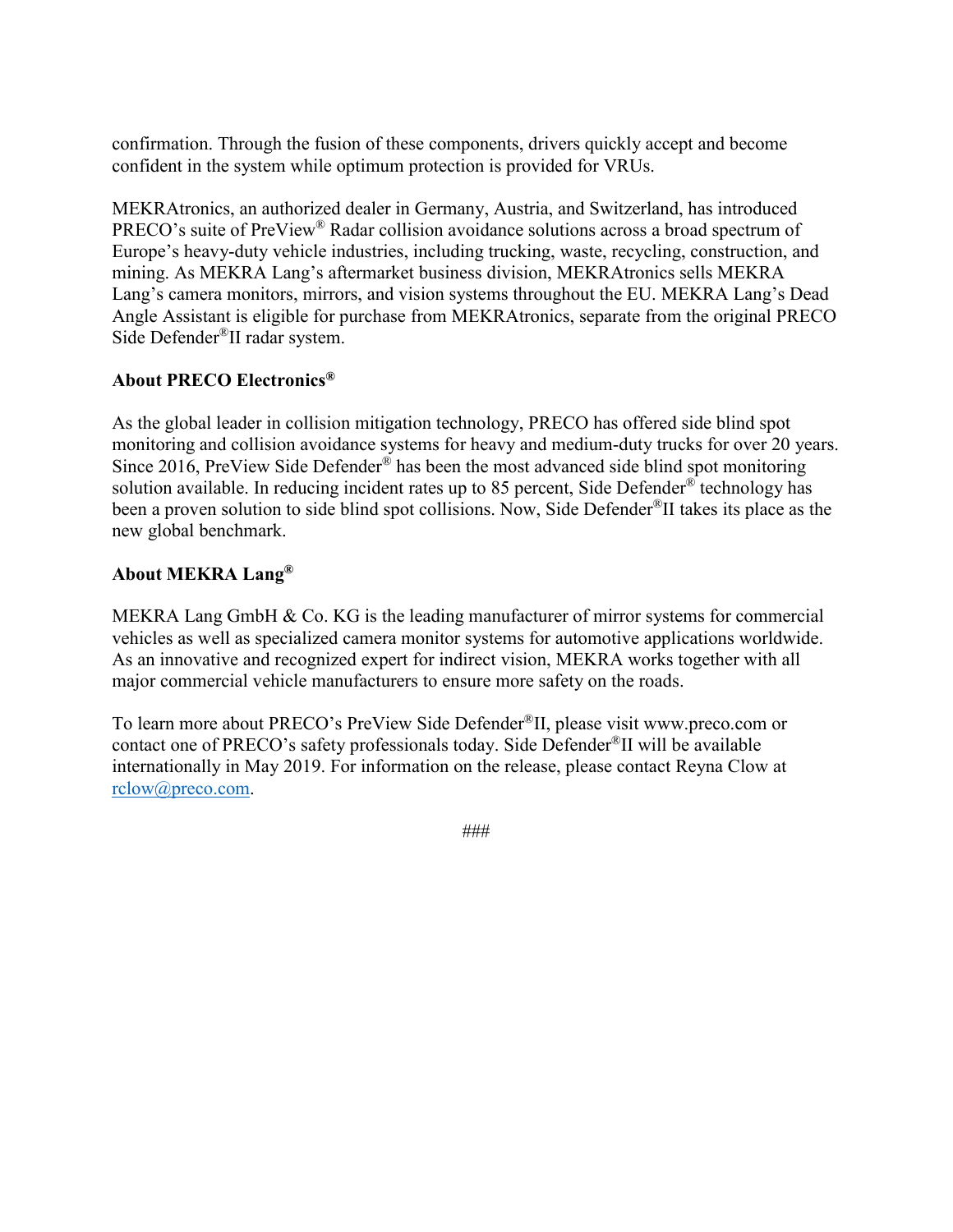confirmation. Through the fusion of these components, drivers quickly accept and become confident in the system while optimum protection is provided for VRUs.

MEKRAtronics, an authorized dealer in Germany, Austria, and Switzerland, has introduced PRECO's suite of PreView® Radar collision avoidance solutions across a broad spectrum of Europe's heavy-duty vehicle industries, including trucking, waste, recycling, construction, and mining. As MEKRA Lang's aftermarket business division, MEKRAtronics sells MEKRA Lang's camera monitors, mirrors, and vision systems throughout the EU. MEKRA Lang's Dead Angle Assistant is eligible for purchase from MEKRAtronics, separate from the original PRECO Side Defender®II radar system.

**About PRECO Electronics®**

As the global leader in collision mitigation technology, PRECO has offered side blind spot monitoring and collision avoidance systems for heavy and medium-duty trucks for over 20 years. Since 2016, PreView Side Defender® has been the most advanced side blind spot monitoring solution available. In reducing incident rates up to 85 percent, Side Defender® technology has been a proven solution to side blind spot collisions. Now, Side Defender®II takes its place as the new global benchmark.

**About MEKRA Lang®**

MEKRA Lang GmbH & Co. KG is the leading manufacturer of mirror systems for commercial vehicles as well as specialized camera monitor systems for automotive applications worldwide. As an innovative and recognized expert for indirect vision, MEKRA works together with all major commercial vehicle manufacturers to ensure more safety on the roads.

To learn more about PRECO's PreView Side Defender®II, please visit www.preco.com or contact one of PRECO's safety professionals today. Side Defender®II will be available internationally in May 2019. For information on the release, please contact Reyna Clow at rclow@preco.com.

###